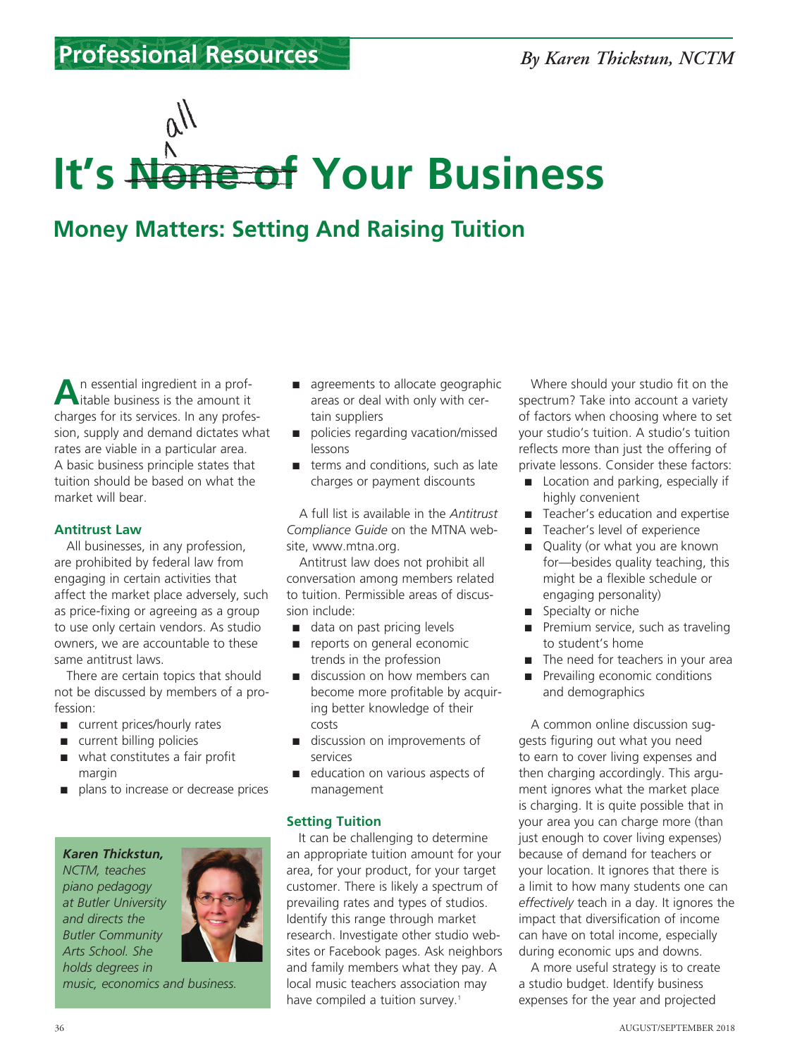*By Karen Thickstun, NCTM*

# It's ~~None of~~ all Your Business

## Money Matters: Setting And Raising Tuition

An essential ingredient in a profitable business is the amount it charges for its services. In any profession, supply and demand dictates what rates are viable in a particular area. A basic business principle states that tuition should be based on what the market will bear.

### Antitrust Law

All businesses, in any profession, are prohibited by federal law from engaging in certain activities that affect the market place adversely, such as price-fixing or agreeing as a group to use only certain vendors. As studio owners, we are accountable to these same antitrust laws.

There are certain topics that should not be discussed by members of a profession:

- current prices/hourly rates
- current billing policies
- what constitutes a fair profit margin
- plans to increase or decrease prices
- agreements to allocate geographic areas or deal with only with certain suppliers
- policies regarding vacation/missed lessons
- terms and conditions, such as late charges or payment discounts

A full list is available in the *Antitrust Compliance Guide* on the MTNA website, www.mtna.org.

Antitrust law does not prohibit all conversation among members related to tuition. Permissible areas of discussion include:

- data on past pricing levels
- reports on general economic trends in the profession
- discussion on how members can become more profitable by acquiring better knowledge of their costs
- discussion on improvements of services
- education on various aspects of management

### Setting Tuition

It can be challenging to determine an appropriate tuition amount for your area, for your product, for your target customer. There is likely a spectrum of prevailing rates and types of studios. Identify this range through market research. Investigate other studio websites or Facebook pages. Ask neighbors and family members what they pay. A local music teachers association may have compiled a tuition survey.[1]

Where should your studio fit on the spectrum? Take into account a variety of factors when choosing where to set your studio's tuition. A studio's tuition reflects more than just the offering of private lessons. Consider these factors:

- Location and parking, especially if highly convenient
- Teacher's education and expertise
- Teacher's level of experience
- Quality (or what you are known for—besides quality teaching, this might be a flexible schedule or engaging personality)
- Specialty or niche
- Premium service, such as traveling to student's home
- The need for teachers in your area
- Prevailing economic conditions and demographics

A common online discussion suggests figuring out what you need to earn to cover living expenses and then charging accordingly. This argument ignores what the market place is charging. It is quite possible that in your area you can charge more (than just enough to cover living expenses) because of demand for teachers or your location. It ignores that there is a limit to how many students one can *effectively* teach in a day. It ignores the impact that diversification of income can have on total income, especially during economic ups and downs.

A more useful strategy is to create a studio budget. Identify business expenses for the year and projected

***Karen Thickstun,*** *NCTM, teaches piano pedagogy at Butler University and directs the Butler Community Arts School. She holds degrees in music, economics and business.*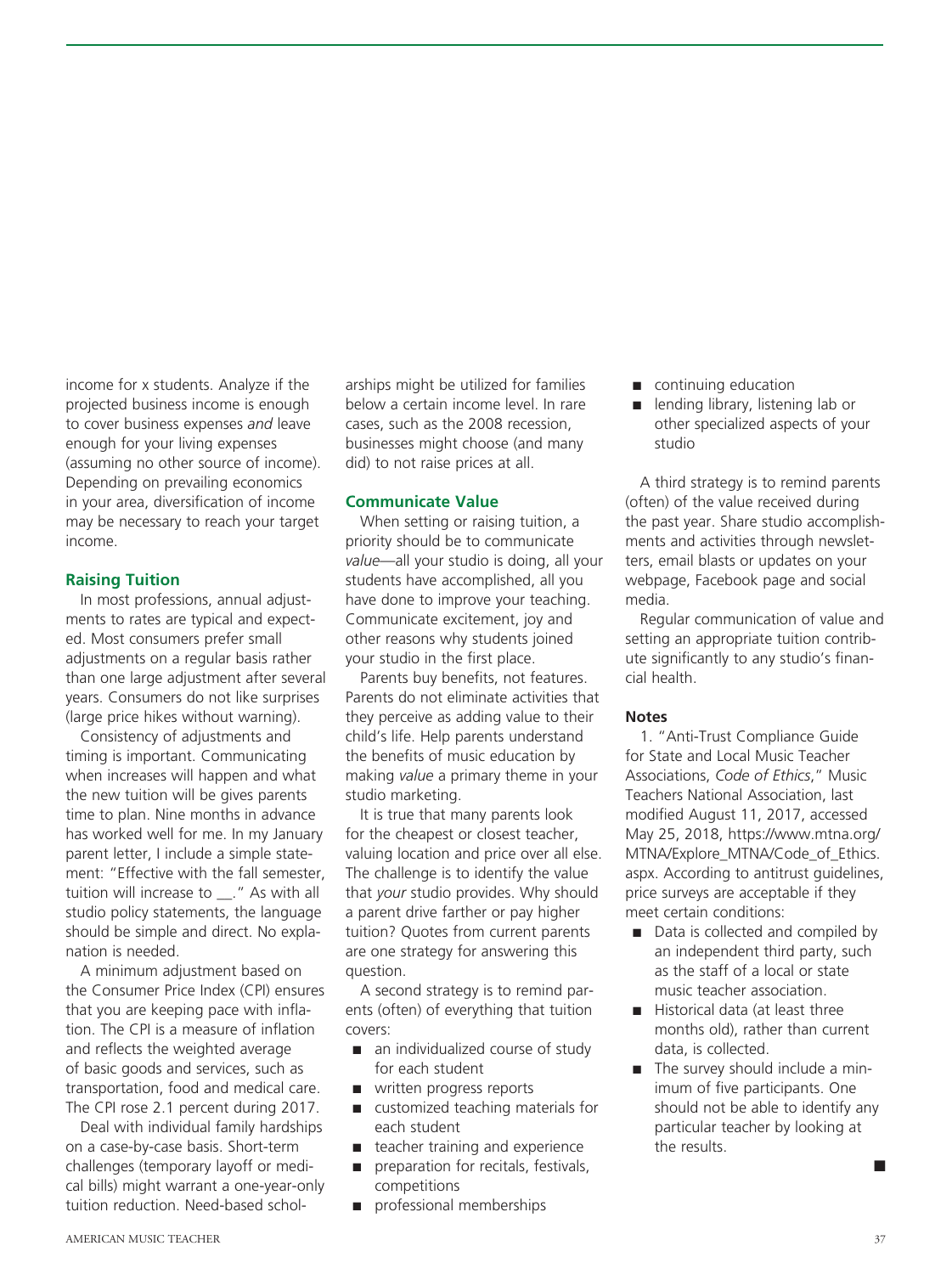income for x students. Analyze if the projected business income is enough to cover business expenses *and* leave enough for your living expenses (assuming no other source of income). Depending on prevailing economics in your area, diversification of income may be necessary to reach your target income.

### Raising Tuition

In most professions, annual adjustments to rates are typical and expected. Most consumers prefer small adjustments on a regular basis rather than one large adjustment after several years. Consumers do not like surprises (large price hikes without warning).

Consistency of adjustments and timing is important. Communicating when increases will happen and what the new tuition will be gives parents time to plan. Nine months in advance has worked well for me. In my January parent letter, I include a simple statement: "Effective with the fall semester, tuition will increase to __." As with all studio policy statements, the language should be simple and direct. No explanation is needed.

A minimum adjustment based on the Consumer Price Index (CPI) ensures that you are keeping pace with inflation. The CPI is a measure of inflation and reflects the weighted average of basic goods and services, such as transportation, food and medical care. The CPI rose 2.1 percent during 2017.

Deal with individual family hardships on a case-by-case basis. Short-term challenges (temporary layoff or medical bills) might warrant a one-year-only tuition reduction. Need-based scholarships might be utilized for families below a certain income level. In rare cases, such as the 2008 recession, businesses might choose (and many did) to not raise prices at all.

### Communicate Value

When setting or raising tuition, a priority should be to communicate *value*—all your studio is doing, all your students have accomplished, all you have done to improve your teaching. Communicate excitement, joy and other reasons why students joined your studio in the first place.

Parents buy benefits, not features. Parents do not eliminate activities that they perceive as adding value to their child's life. Help parents understand the benefits of music education by making *value* a primary theme in your studio marketing.

It is true that many parents look for the cheapest or closest teacher, valuing location and price over all else. The challenge is to identify the value that *your* studio provides. Why should a parent drive farther or pay higher tuition? Quotes from current parents are one strategy for answering this question.

A second strategy is to remind parents (often) of everything that tuition covers:

- an individualized course of study for each student
- written progress reports
- customized teaching materials for each student
- teacher training and experience
- preparation for recitals, festivals, competitions
- professional memberships
- continuing education
- lending library, listening lab or other specialized aspects of your studio

A third strategy is to remind parents (often) of the value received during the past year. Share studio accomplishments and activities through newsletters, email blasts or updates on your webpage, Facebook page and social media.

Regular communication of value and setting an appropriate tuition contribute significantly to any studio's financial health.

### Notes

1. "Anti-Trust Compliance Guide for State and Local Music Teacher Associations, *Code of Ethics*," Music Teachers National Association, last modified August 11, 2017, accessed May 25, 2018, https://www.mtna.org/MTNA/Explore_MTNA/Code_of_Ethics.aspx. According to antitrust guidelines, price surveys are acceptable if they meet certain conditions:
   - Data is collected and compiled by an independent third party, such as the staff of a local or state music teacher association.
   - Historical data (at least three months old), rather than current data, is collected.
   - The survey should include a minimum of five participants. One should not be able to identify any particular teacher by looking at the results.

■